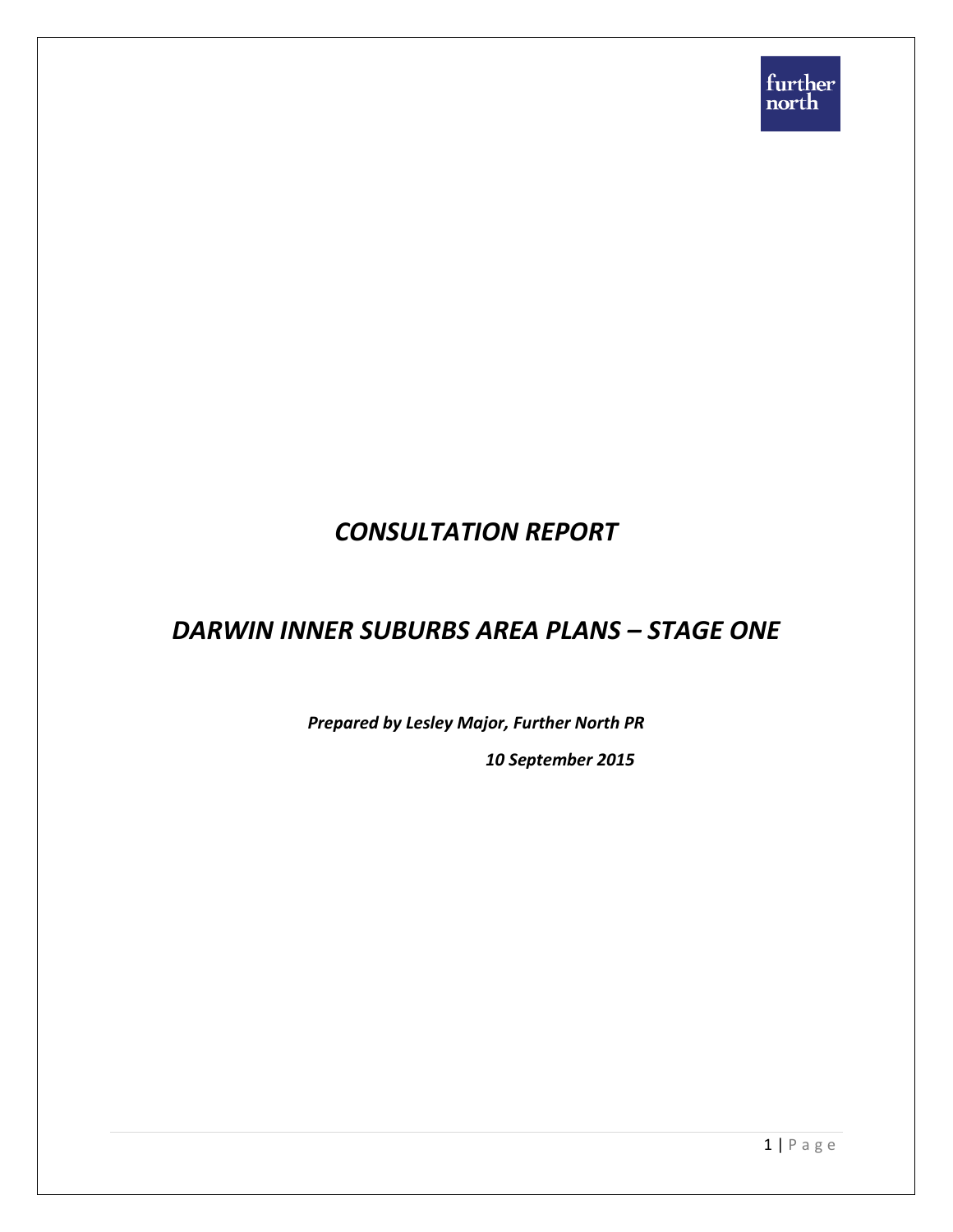further north

# *CONSULTATION REPORT*

# *DARWIN INNER SUBURBS AREA PLANS – STAGE ONE*

***Prepared by Lesley Major, Further North PR***

***10 September 2015***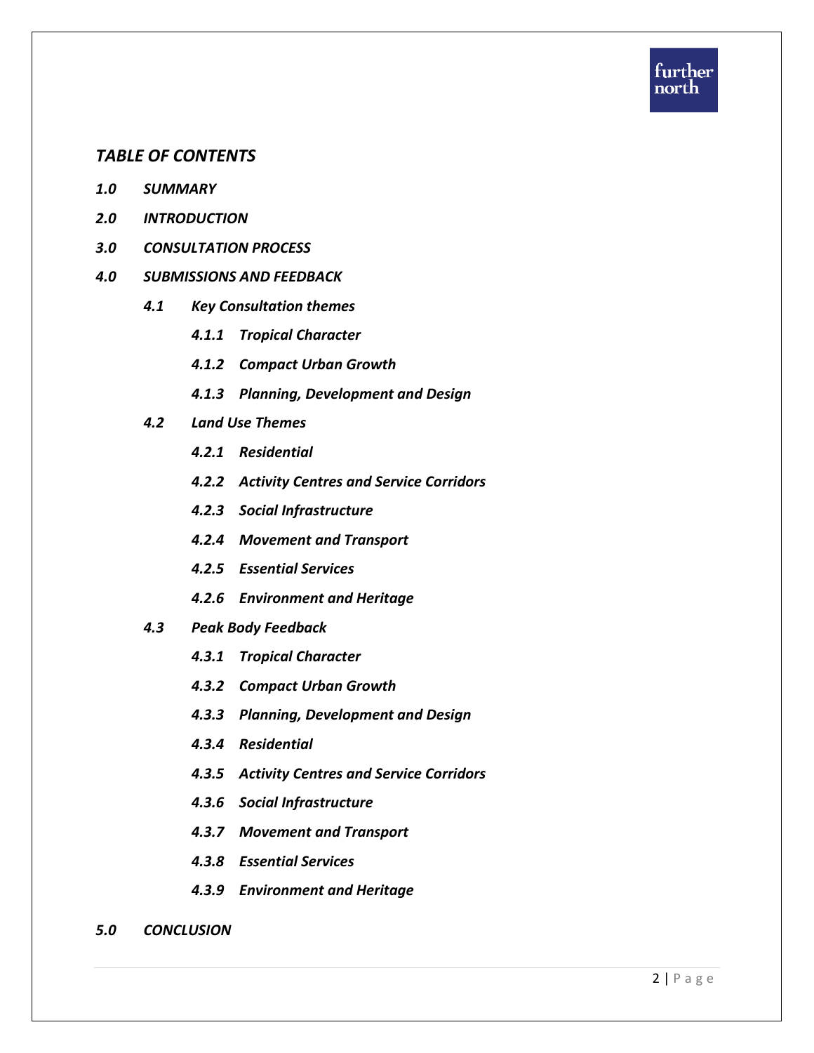## *TABLE OF CONTENTS*

***1.0 SUMMARY***

***2.0 INTRODUCTION***

***3.0 CONSULTATION PROCESS***

***4.0 SUBMISSIONS AND FEEDBACK***

- ***4.1 Key Consultation themes***
  - ***4.1.1 Tropical Character***
  - ***4.1.2 Compact Urban Growth***
  - ***4.1.3 Planning, Development and Design***
- ***4.2 Land Use Themes***
  - ***4.2.1 Residential***
  - ***4.2.2 Activity Centres and Service Corridors***
  - ***4.2.3 Social Infrastructure***
  - ***4.2.4 Movement and Transport***
  - ***4.2.5 Essential Services***
  - ***4.2.6 Environment and Heritage***
- ***4.3 Peak Body Feedback***
  - ***4.3.1 Tropical Character***
  - ***4.3.2 Compact Urban Growth***
  - ***4.3.3 Planning, Development and Design***
  - ***4.3.4 Residential***
  - ***4.3.5 Activity Centres and Service Corridors***
  - ***4.3.6 Social Infrastructure***
  - ***4.3.7 Movement and Transport***
  - ***4.3.8 Essential Services***
  - ***4.3.9 Environment and Heritage***

***5.0 CONCLUSION***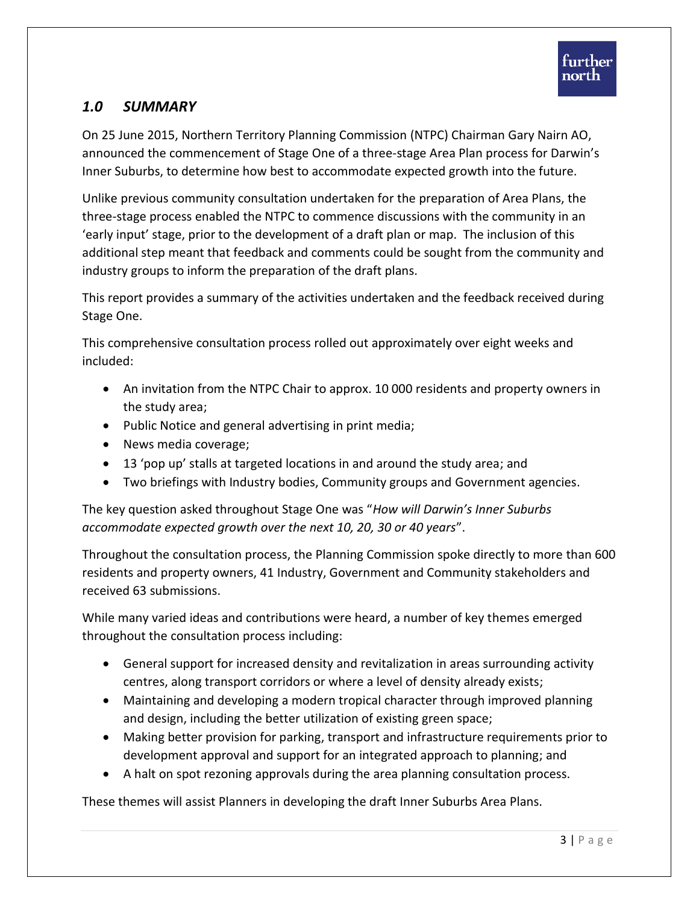## *1.0 SUMMARY*

On 25 June 2015, Northern Territory Planning Commission (NTPC) Chairman Gary Nairn AO, announced the commencement of Stage One of a three-stage Area Plan process for Darwin's Inner Suburbs, to determine how best to accommodate expected growth into the future.

Unlike previous community consultation undertaken for the preparation of Area Plans, the three-stage process enabled the NTPC to commence discussions with the community in an 'early input' stage, prior to the development of a draft plan or map. The inclusion of this additional step meant that feedback and comments could be sought from the community and industry groups to inform the preparation of the draft plans.

This report provides a summary of the activities undertaken and the feedback received during Stage One.

This comprehensive consultation process rolled out approximately over eight weeks and included:

- An invitation from the NTPC Chair to approx. 10 000 residents and property owners in the study area;
- Public Notice and general advertising in print media;
- News media coverage;
- 13 'pop up' stalls at targeted locations in and around the study area; and
- Two briefings with Industry bodies, Community groups and Government agencies.

The key question asked throughout Stage One was "*How will Darwin's Inner Suburbs accommodate expected growth over the next 10, 20, 30 or 40 years*".

Throughout the consultation process, the Planning Commission spoke directly to more than 600 residents and property owners, 41 Industry, Government and Community stakeholders and received 63 submissions.

While many varied ideas and contributions were heard, a number of key themes emerged throughout the consultation process including:

- General support for increased density and revitalization in areas surrounding activity centres, along transport corridors or where a level of density already exists;
- Maintaining and developing a modern tropical character through improved planning and design, including the better utilization of existing green space;
- Making better provision for parking, transport and infrastructure requirements prior to development approval and support for an integrated approach to planning; and
- A halt on spot rezoning approvals during the area planning consultation process.

These themes will assist Planners in developing the draft Inner Suburbs Area Plans.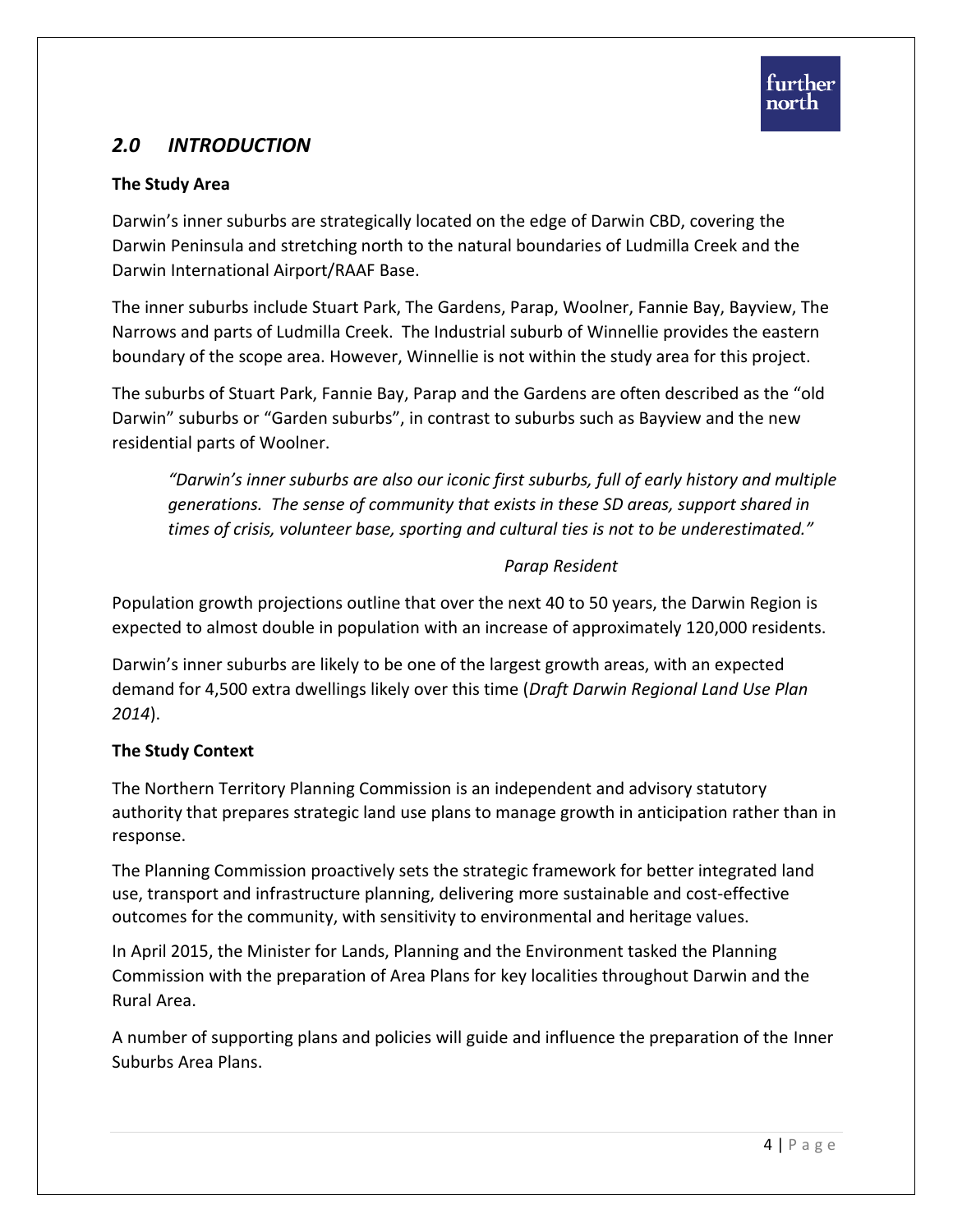## *2.0 INTRODUCTION*

**The Study Area**

Darwin's inner suburbs are strategically located on the edge of Darwin CBD, covering the Darwin Peninsula and stretching north to the natural boundaries of Ludmilla Creek and the Darwin International Airport/RAAF Base.

The inner suburbs include Stuart Park, The Gardens, Parap, Woolner, Fannie Bay, Bayview, The Narrows and parts of Ludmilla Creek. The Industrial suburb of Winnellie provides the eastern boundary of the scope area. However, Winnellie is not within the study area for this project.

The suburbs of Stuart Park, Fannie Bay, Parap and the Gardens are often described as the "old Darwin" suburbs or "Garden suburbs", in contrast to suburbs such as Bayview and the new residential parts of Woolner.

> *"Darwin's inner suburbs are also our iconic first suburbs, full of early history and multiple generations. The sense of community that exists in these SD areas, support shared in times of crisis, volunteer base, sporting and cultural ties is not to be underestimated."*
>
> *Parap Resident*

Population growth projections outline that over the next 40 to 50 years, the Darwin Region is expected to almost double in population with an increase of approximately 120,000 residents.

Darwin's inner suburbs are likely to be one of the largest growth areas, with an expected demand for 4,500 extra dwellings likely over this time (*Draft Darwin Regional Land Use Plan 2014*).

**The Study Context**

The Northern Territory Planning Commission is an independent and advisory statutory authority that prepares strategic land use plans to manage growth in anticipation rather than in response.

The Planning Commission proactively sets the strategic framework for better integrated land use, transport and infrastructure planning, delivering more sustainable and cost-effective outcomes for the community, with sensitivity to environmental and heritage values.

In April 2015, the Minister for Lands, Planning and the Environment tasked the Planning Commission with the preparation of Area Plans for key localities throughout Darwin and the Rural Area.

A number of supporting plans and policies will guide and influence the preparation of the Inner Suburbs Area Plans.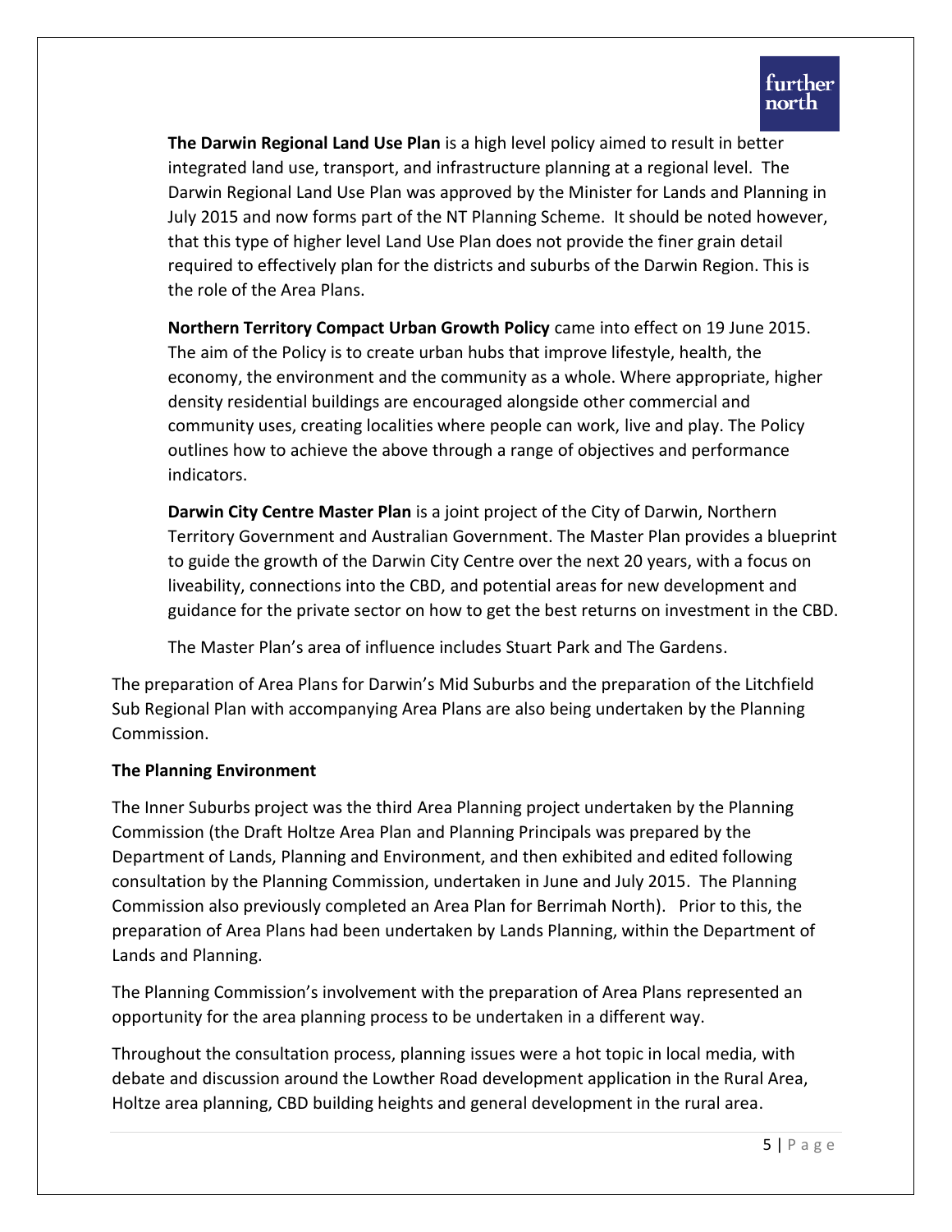**The Darwin Regional Land Use Plan** is a high level policy aimed to result in better integrated land use, transport, and infrastructure planning at a regional level. The Darwin Regional Land Use Plan was approved by the Minister for Lands and Planning in July 2015 and now forms part of the NT Planning Scheme. It should be noted however, that this type of higher level Land Use Plan does not provide the finer grain detail required to effectively plan for the districts and suburbs of the Darwin Region. This is the role of the Area Plans.

**Northern Territory Compact Urban Growth Policy** came into effect on 19 June 2015. The aim of the Policy is to create urban hubs that improve lifestyle, health, the economy, the environment and the community as a whole. Where appropriate, higher density residential buildings are encouraged alongside other commercial and community uses, creating localities where people can work, live and play. The Policy outlines how to achieve the above through a range of objectives and performance indicators.

**Darwin City Centre Master Plan** is a joint project of the City of Darwin, Northern Territory Government and Australian Government. The Master Plan provides a blueprint to guide the growth of the Darwin City Centre over the next 20 years, with a focus on liveability, connections into the CBD, and potential areas for new development and guidance for the private sector on how to get the best returns on investment in the CBD.

The Master Plan's area of influence includes Stuart Park and The Gardens.

The preparation of Area Plans for Darwin's Mid Suburbs and the preparation of the Litchfield Sub Regional Plan with accompanying Area Plans are also being undertaken by the Planning Commission.

**The Planning Environment**

The Inner Suburbs project was the third Area Planning project undertaken by the Planning Commission (the Draft Holtze Area Plan and Planning Principals was prepared by the Department of Lands, Planning and Environment, and then exhibited and edited following consultation by the Planning Commission, undertaken in June and July 2015. The Planning Commission also previously completed an Area Plan for Berrimah North). Prior to this, the preparation of Area Plans had been undertaken by Lands Planning, within the Department of Lands and Planning.

The Planning Commission's involvement with the preparation of Area Plans represented an opportunity for the area planning process to be undertaken in a different way.

Throughout the consultation process, planning issues were a hot topic in local media, with debate and discussion around the Lowther Road development application in the Rural Area, Holtze area planning, CBD building heights and general development in the rural area.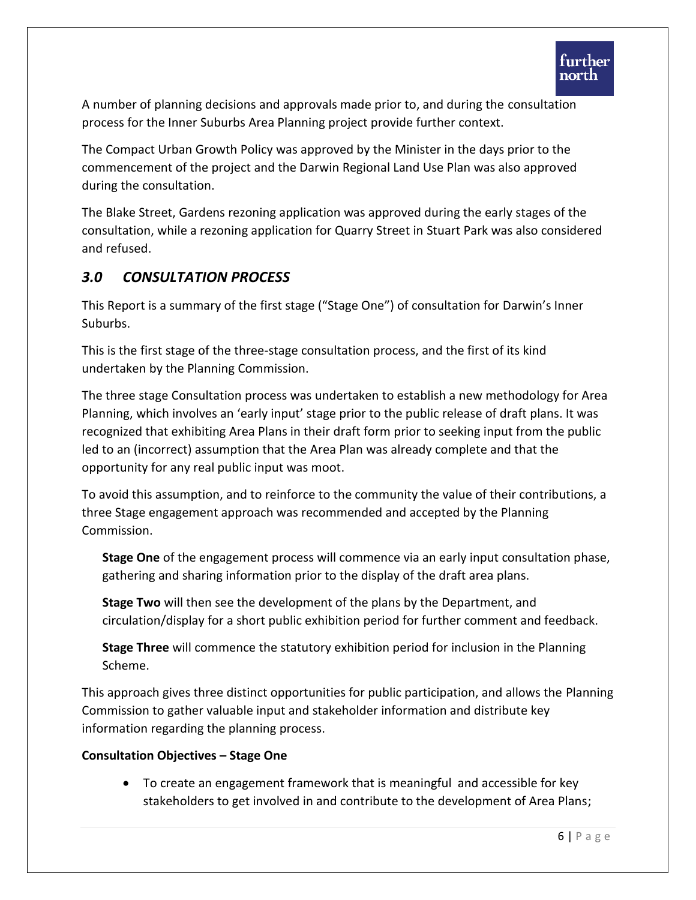A number of planning decisions and approvals made prior to, and during the consultation process for the Inner Suburbs Area Planning project provide further context.

The Compact Urban Growth Policy was approved by the Minister in the days prior to the commencement of the project and the Darwin Regional Land Use Plan was also approved during the consultation.

The Blake Street, Gardens rezoning application was approved during the early stages of the consultation, while a rezoning application for Quarry Street in Stuart Park was also considered and refused.

## *3.0 CONSULTATION PROCESS*

This Report is a summary of the first stage ("Stage One") of consultation for Darwin's Inner Suburbs.

This is the first stage of the three-stage consultation process, and the first of its kind undertaken by the Planning Commission.

The three stage Consultation process was undertaken to establish a new methodology for Area Planning, which involves an 'early input' stage prior to the public release of draft plans. It was recognized that exhibiting Area Plans in their draft form prior to seeking input from the public led to an (incorrect) assumption that the Area Plan was already complete and that the opportunity for any real public input was moot.

To avoid this assumption, and to reinforce to the community the value of their contributions, a three Stage engagement approach was recommended and accepted by the Planning Commission.

> **Stage One** of the engagement process will commence via an early input consultation phase, gathering and sharing information prior to the display of the draft area plans.
>
> **Stage Two** will then see the development of the plans by the Department, and circulation/display for a short public exhibition period for further comment and feedback.
>
> **Stage Three** will commence the statutory exhibition period for inclusion in the Planning Scheme.

This approach gives three distinct opportunities for public participation, and allows the Planning Commission to gather valuable input and stakeholder information and distribute key information regarding the planning process.

**Consultation Objectives – Stage One**

- To create an engagement framework that is meaningful and accessible for key stakeholders to get involved in and contribute to the development of Area Plans;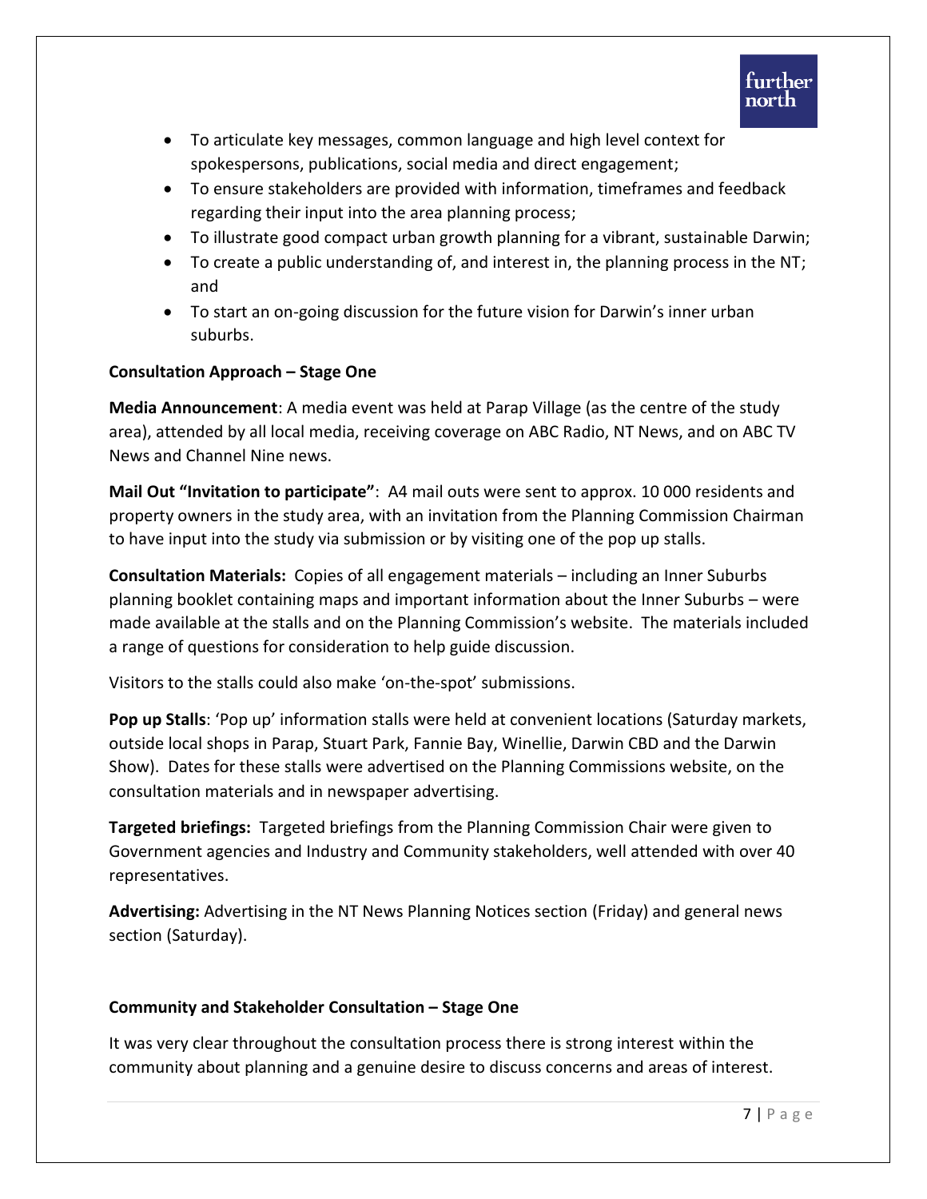- To articulate key messages, common language and high level context for spokespersons, publications, social media and direct engagement;
- To ensure stakeholders are provided with information, timeframes and feedback regarding their input into the area planning process;
- To illustrate good compact urban growth planning for a vibrant, sustainable Darwin;
- To create a public understanding of, and interest in, the planning process in the NT; and
- To start an on-going discussion for the future vision for Darwin's inner urban suburbs.

**Consultation Approach – Stage One**

**Media Announcement**: A media event was held at Parap Village (as the centre of the study area), attended by all local media, receiving coverage on ABC Radio, NT News, and on ABC TV News and Channel Nine news.

**Mail Out "Invitation to participate"**: A4 mail outs were sent to approx. 10 000 residents and property owners in the study area, with an invitation from the Planning Commission Chairman to have input into the study via submission or by visiting one of the pop up stalls.

**Consultation Materials:** Copies of all engagement materials – including an Inner Suburbs planning booklet containing maps and important information about the Inner Suburbs – were made available at the stalls and on the Planning Commission's website. The materials included a range of questions for consideration to help guide discussion.

Visitors to the stalls could also make 'on-the-spot' submissions.

**Pop up Stalls**: 'Pop up' information stalls were held at convenient locations (Saturday markets, outside local shops in Parap, Stuart Park, Fannie Bay, Winellie, Darwin CBD and the Darwin Show). Dates for these stalls were advertised on the Planning Commissions website, on the consultation materials and in newspaper advertising.

**Targeted briefings:** Targeted briefings from the Planning Commission Chair were given to Government agencies and Industry and Community stakeholders, well attended with over 40 representatives.

**Advertising:** Advertising in the NT News Planning Notices section (Friday) and general news section (Saturday).

**Community and Stakeholder Consultation – Stage One**

It was very clear throughout the consultation process there is strong interest within the community about planning and a genuine desire to discuss concerns and areas of interest.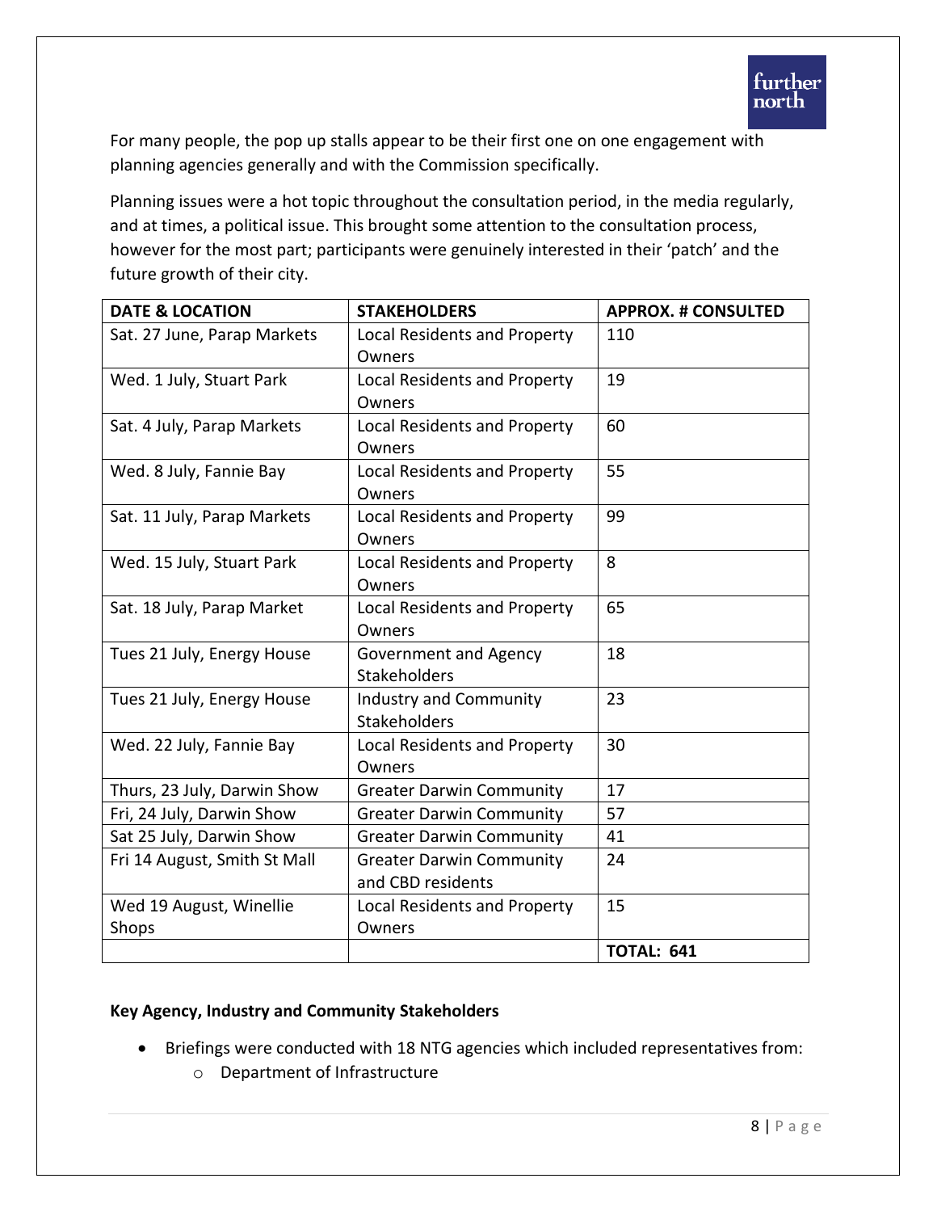For many people, the pop up stalls appear to be their first one on one engagement with planning agencies generally and with the Commission specifically.

Planning issues were a hot topic throughout the consultation period, in the media regularly, and at times, a political issue. This brought some attention to the consultation process, however for the most part; participants were genuinely interested in their 'patch' and the future growth of their city.

| DATE & LOCATION | STAKEHOLDERS | APPROX. # CONSULTED |
|---|---|---|
| Sat. 27 June, Parap Markets | Local Residents and Property Owners | 110 |
| Wed. 1 July, Stuart Park | Local Residents and Property Owners | 19 |
| Sat. 4 July, Parap Markets | Local Residents and Property Owners | 60 |
| Wed. 8 July, Fannie Bay | Local Residents and Property Owners | 55 |
| Sat. 11 July, Parap Markets | Local Residents and Property Owners | 99 |
| Wed. 15 July, Stuart Park | Local Residents and Property Owners | 8 |
| Sat. 18 July, Parap Market | Local Residents and Property Owners | 65 |
| Tues 21 July, Energy House | Government and Agency Stakeholders | 18 |
| Tues 21 July, Energy House | Industry and Community Stakeholders | 23 |
| Wed. 22 July, Fannie Bay | Local Residents and Property Owners | 30 |
| Thurs, 23 July, Darwin Show | Greater Darwin Community | 17 |
| Fri, 24 July, Darwin Show | Greater Darwin Community | 57 |
| Sat 25 July, Darwin Show | Greater Darwin Community | 41 |
| Fri 14 August, Smith St Mall | Greater Darwin Community and CBD residents | 24 |
| Wed 19 August, Winellie Shops | Local Residents and Property Owners | 15 |
| | | **TOTAL: 641** |

**Key Agency, Industry and Community Stakeholders**

- Briefings were conducted with 18 NTG agencies which included representatives from:
  - Department of Infrastructure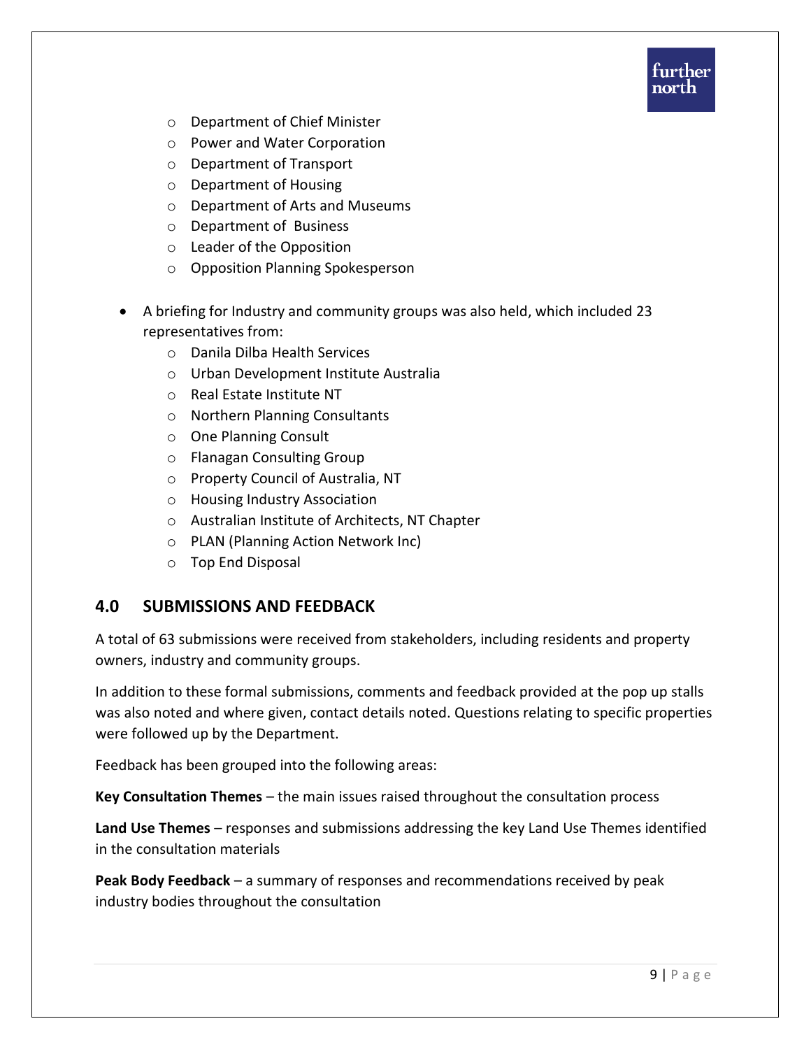- Department of Chief Minister
    - Power and Water Corporation
    - Department of Transport
    - Department of Housing
    - Department of Arts and Museums
    - Department of Business
    - Leader of the Opposition
    - Opposition Planning Spokesperson

- A briefing for Industry and community groups was also held, which included 23 representatives from:
    - Danila Dilba Health Services
    - Urban Development Institute Australia
    - Real Estate Institute NT
    - Northern Planning Consultants
    - One Planning Consult
    - Flanagan Consulting Group
    - Property Council of Australia, NT
    - Housing Industry Association
    - Australian Institute of Architects, NT Chapter
    - PLAN (Planning Action Network Inc)
    - Top End Disposal

## 4.0 SUBMISSIONS AND FEEDBACK

A total of 63 submissions were received from stakeholders, including residents and property owners, industry and community groups.

In addition to these formal submissions, comments and feedback provided at the pop up stalls was also noted and where given, contact details noted. Questions relating to specific properties were followed up by the Department.

Feedback has been grouped into the following areas:

**Key Consultation Themes** – the main issues raised throughout the consultation process

**Land Use Themes** – responses and submissions addressing the key Land Use Themes identified in the consultation materials

**Peak Body Feedback** – a summary of responses and recommendations received by peak industry bodies throughout the consultation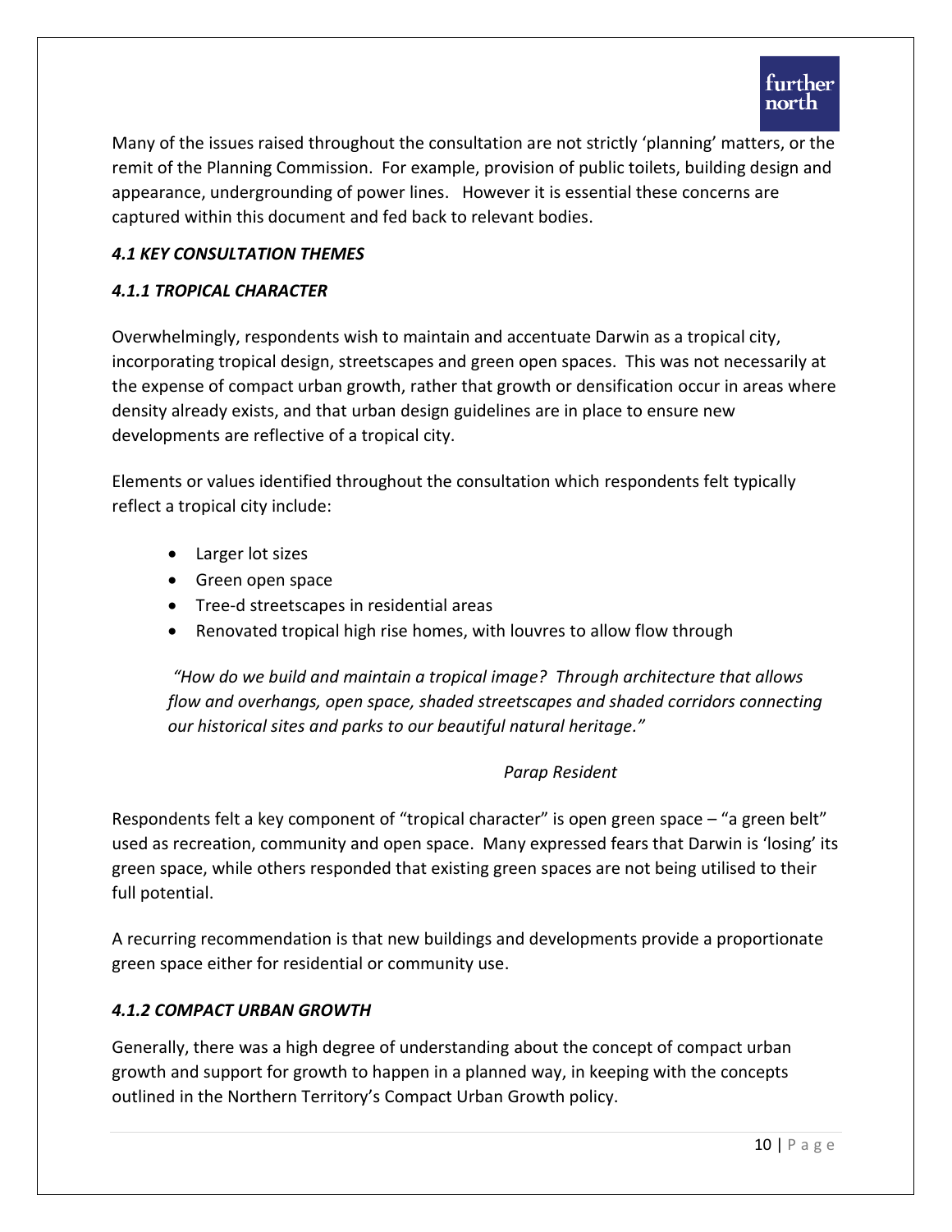Many of the issues raised throughout the consultation are not strictly 'planning' matters, or the remit of the Planning Commission. For example, provision of public toilets, building design and appearance, undergrounding of power lines. However it is essential these concerns are captured within this document and fed back to relevant bodies.

### *4.1 KEY CONSULTATION THEMES*

#### *4.1.1 TROPICAL CHARACTER*

Overwhelmingly, respondents wish to maintain and accentuate Darwin as a tropical city, incorporating tropical design, streetscapes and green open spaces. This was not necessarily at the expense of compact urban growth, rather that growth or densification occur in areas where density already exists, and that urban design guidelines are in place to ensure new developments are reflective of a tropical city.

Elements or values identified throughout the consultation which respondents felt typically reflect a tropical city include:

- Larger lot sizes
- Green open space
- Tree-d streetscapes in residential areas
- Renovated tropical high rise homes, with louvres to allow flow through

> *"How do we build and maintain a tropical image? Through architecture that allows flow and overhangs, open space, shaded streetscapes and shaded corridors connecting our historical sites and parks to our beautiful natural heritage."*
>
> *Parap Resident*

Respondents felt a key component of "tropical character" is open green space – "a green belt" used as recreation, community and open space. Many expressed fears that Darwin is 'losing' its green space, while others responded that existing green spaces are not being utilised to their full potential.

A recurring recommendation is that new buildings and developments provide a proportionate green space either for residential or community use.

#### *4.1.2 COMPACT URBAN GROWTH*

Generally, there was a high degree of understanding about the concept of compact urban growth and support for growth to happen in a planned way, in keeping with the concepts outlined in the Northern Territory's Compact Urban Growth policy.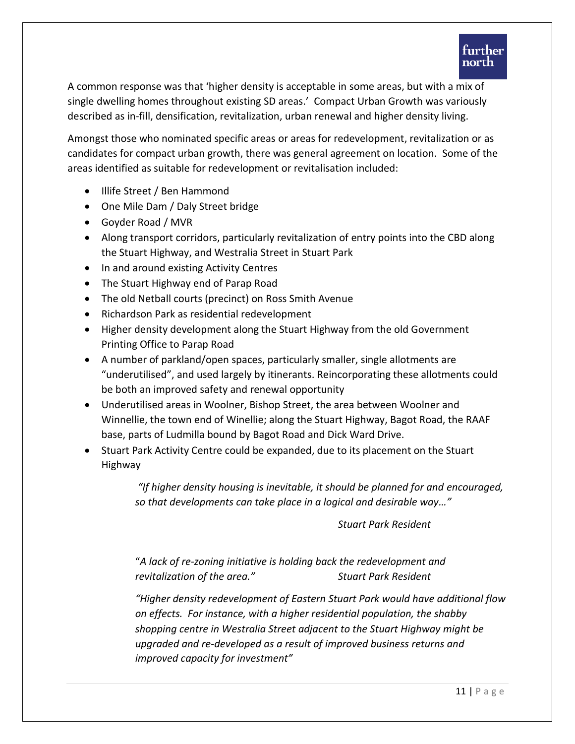A common response was that 'higher density is acceptable in some areas, but with a mix of single dwelling homes throughout existing SD areas.' Compact Urban Growth was variously described as in-fill, densification, revitalization, urban renewal and higher density living.

Amongst those who nominated specific areas or areas for redevelopment, revitalization or as candidates for compact urban growth, there was general agreement on location. Some of the areas identified as suitable for redevelopment or revitalisation included:

- Illife Street / Ben Hammond
- One Mile Dam / Daly Street bridge
- Goyder Road / MVR
- Along transport corridors, particularly revitalization of entry points into the CBD along the Stuart Highway, and Westralia Street in Stuart Park
- In and around existing Activity Centres
- The Stuart Highway end of Parap Road
- The old Netball courts (precinct) on Ross Smith Avenue
- Richardson Park as residential redevelopment
- Higher density development along the Stuart Highway from the old Government Printing Office to Parap Road
- A number of parkland/open spaces, particularly smaller, single allotments are "underutilised", and used largely by itinerants. Reincorporating these allotments could be both an improved safety and renewal opportunity
- Underutilised areas in Woolner, Bishop Street, the area between Woolner and Winnellie, the town end of Winellie; along the Stuart Highway, Bagot Road, the RAAF base, parts of Ludmilla bound by Bagot Road and Dick Ward Drive.
- Stuart Park Activity Centre could be expanded, due to its placement on the Stuart Highway

> *"If higher density housing is inevitable, it should be planned for and encouraged, so that developments can take place in a logical and desirable way…"*
>
> *Stuart Park Resident*

> "*A lack of re-zoning initiative is holding back the redevelopment and revitalization of the area."* *Stuart Park Resident*

> *"Higher density redevelopment of Eastern Stuart Park would have additional flow on effects. For instance, with a higher residential population, the shabby shopping centre in Westralia Street adjacent to the Stuart Highway might be upgraded and re-developed as a result of improved business returns and improved capacity for investment"*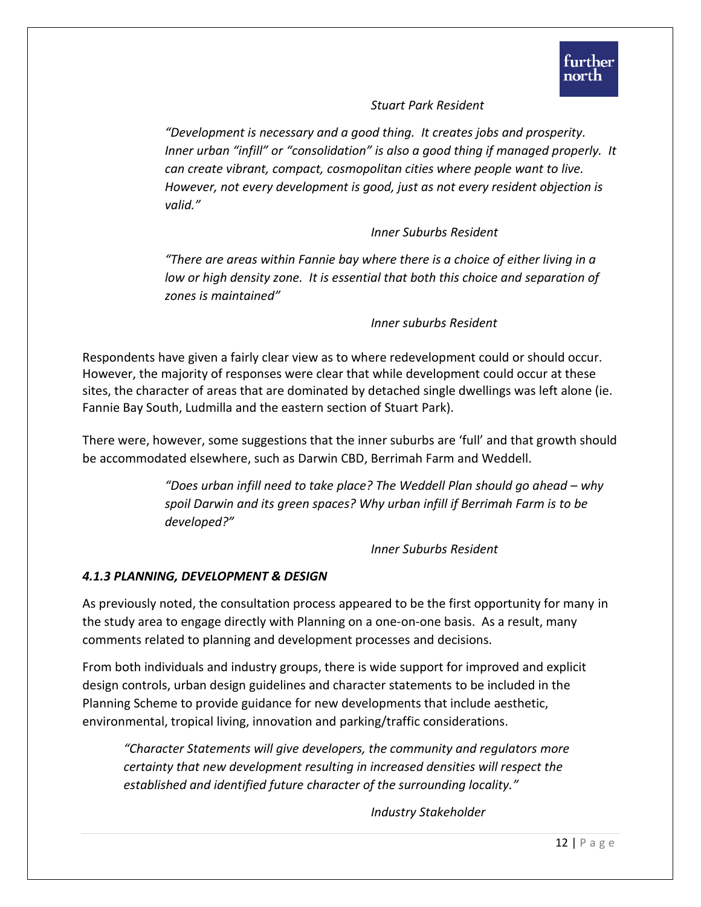*Stuart Park Resident*

*"Development is necessary and a good thing. It creates jobs and prosperity. Inner urban "infill" or "consolidation" is also a good thing if managed properly. It can create vibrant, compact, cosmopolitan cities where people want to live. However, not every development is good, just as not every resident objection is valid."*

*Inner Suburbs Resident*

*"There are areas within Fannie bay where there is a choice of either living in a low or high density zone. It is essential that both this choice and separation of zones is maintained"*

*Inner suburbs Resident*

Respondents have given a fairly clear view as to where redevelopment could or should occur. However, the majority of responses were clear that while development could occur at these sites, the character of areas that are dominated by detached single dwellings was left alone (ie. Fannie Bay South, Ludmilla and the eastern section of Stuart Park).

There were, however, some suggestions that the inner suburbs are 'full' and that growth should be accommodated elsewhere, such as Darwin CBD, Berrimah Farm and Weddell.

*"Does urban infill need to take place? The Weddell Plan should go ahead – why spoil Darwin and its green spaces? Why urban infill if Berrimah Farm is to be developed?"*

*Inner Suburbs Resident*

### *4.1.3 PLANNING, DEVELOPMENT & DESIGN*

As previously noted, the consultation process appeared to be the first opportunity for many in the study area to engage directly with Planning on a one-on-one basis. As a result, many comments related to planning and development processes and decisions.

From both individuals and industry groups, there is wide support for improved and explicit design controls, urban design guidelines and character statements to be included in the Planning Scheme to provide guidance for new developments that include aesthetic, environmental, tropical living, innovation and parking/traffic considerations.

*"Character Statements will give developers, the community and regulators more certainty that new development resulting in increased densities will respect the established and identified future character of the surrounding locality."*

*Industry Stakeholder*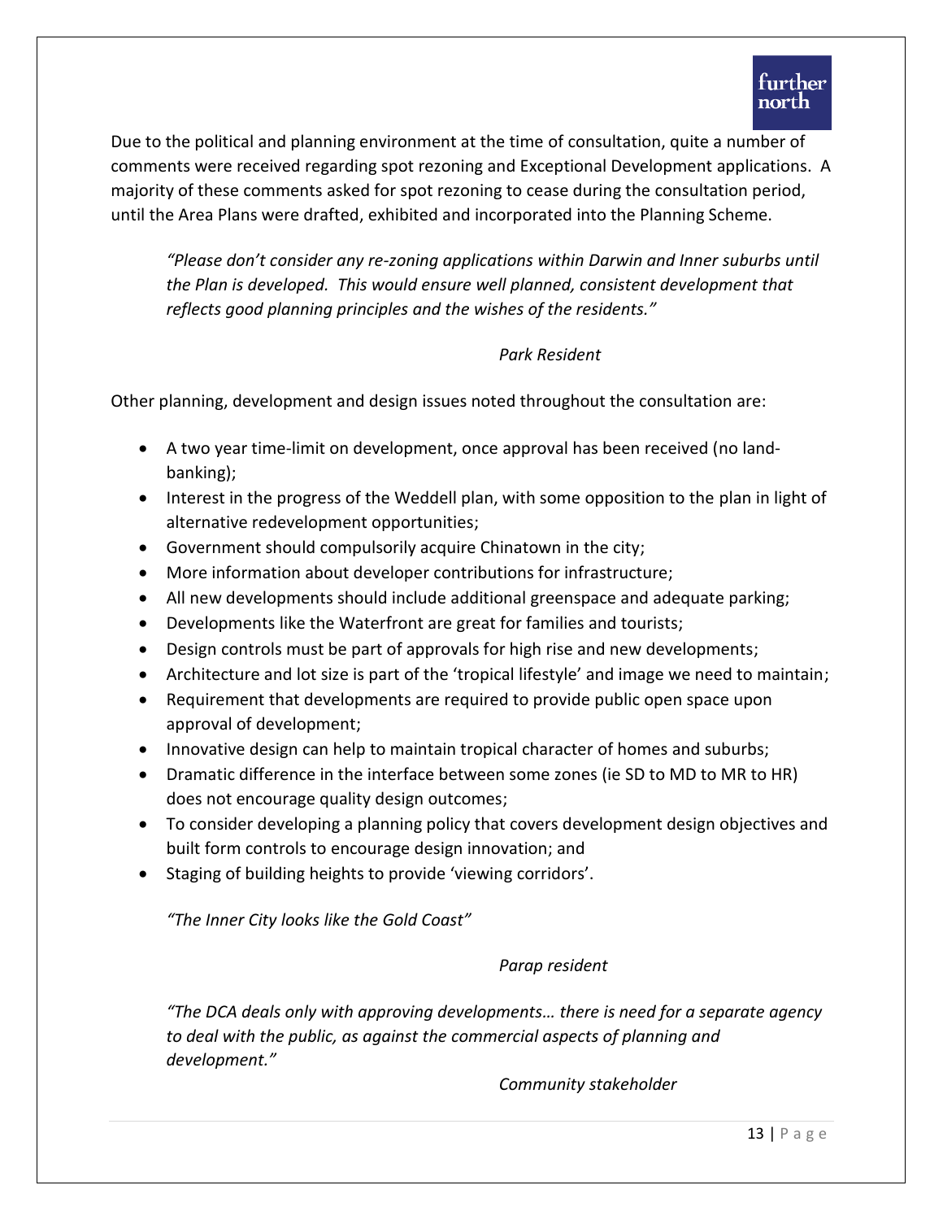Due to the political and planning environment at the time of consultation, quite a number of comments were received regarding spot rezoning and Exceptional Development applications. A majority of these comments asked for spot rezoning to cease during the consultation period, until the Area Plans were drafted, exhibited and incorporated into the Planning Scheme.

> *"Please don't consider any re-zoning applications within Darwin and Inner suburbs until the Plan is developed. This would ensure well planned, consistent development that reflects good planning principles and the wishes of the residents."*
>
> *Park Resident*

Other planning, development and design issues noted throughout the consultation are:

- A two year time-limit on development, once approval has been received (no land-banking);
- Interest in the progress of the Weddell plan, with some opposition to the plan in light of alternative redevelopment opportunities;
- Government should compulsorily acquire Chinatown in the city;
- More information about developer contributions for infrastructure;
- All new developments should include additional greenspace and adequate parking;
- Developments like the Waterfront are great for families and tourists;
- Design controls must be part of approvals for high rise and new developments;
- Architecture and lot size is part of the 'tropical lifestyle' and image we need to maintain;
- Requirement that developments are required to provide public open space upon approval of development;
- Innovative design can help to maintain tropical character of homes and suburbs;
- Dramatic difference in the interface between some zones (ie SD to MD to MR to HR) does not encourage quality design outcomes;
- To consider developing a planning policy that covers development design objectives and built form controls to encourage design innovation; and
- Staging of building heights to provide 'viewing corridors'.

> *"The Inner City looks like the Gold Coast"*
>
> *Parap resident*

> *"The DCA deals only with approving developments… there is need for a separate agency to deal with the public, as against the commercial aspects of planning and development."*
>
> *Community stakeholder*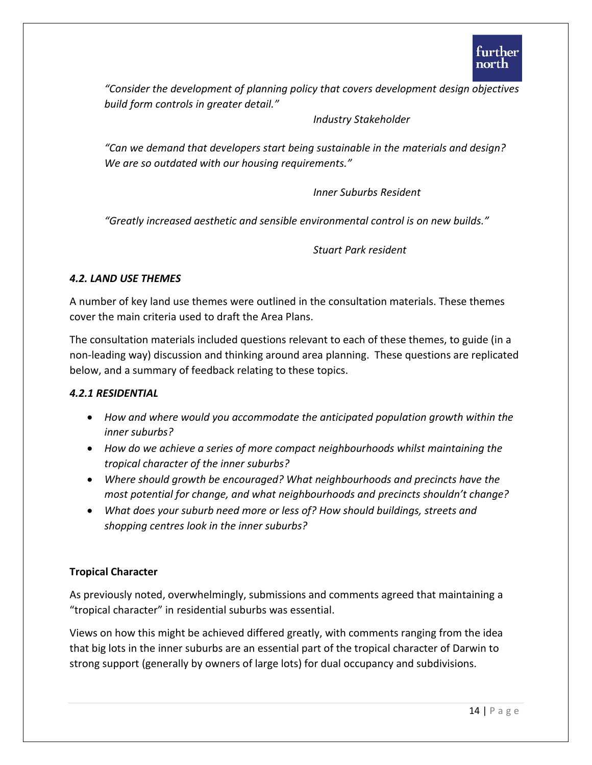*"Consider the development of planning policy that covers development design objectives build form controls in greater detail."*

*Industry Stakeholder*

*"Can we demand that developers start being sustainable in the materials and design? We are so outdated with our housing requirements."*

*Inner Suburbs Resident*

*"Greatly increased aesthetic and sensible environmental control is on new builds."*

*Stuart Park resident*

### *4.2. LAND USE THEMES*

A number of key land use themes were outlined in the consultation materials. These themes cover the main criteria used to draft the Area Plans.

The consultation materials included questions relevant to each of these themes, to guide (in a non-leading way) discussion and thinking around area planning. These questions are replicated below, and a summary of feedback relating to these topics.

#### *4.2.1 RESIDENTIAL*

- *How and where would you accommodate the anticipated population growth within the inner suburbs?*
- *How do we achieve a series of more compact neighbourhoods whilst maintaining the tropical character of the inner suburbs?*
- *Where should growth be encouraged? What neighbourhoods and precincts have the most potential for change, and what neighbourhoods and precincts shouldn't change?*
- *What does your suburb need more or less of? How should buildings, streets and shopping centres look in the inner suburbs?*

**Tropical Character**

As previously noted, overwhelmingly, submissions and comments agreed that maintaining a "tropical character" in residential suburbs was essential.

Views on how this might be achieved differed greatly, with comments ranging from the idea that big lots in the inner suburbs are an essential part of the tropical character of Darwin to strong support (generally by owners of large lots) for dual occupancy and subdivisions.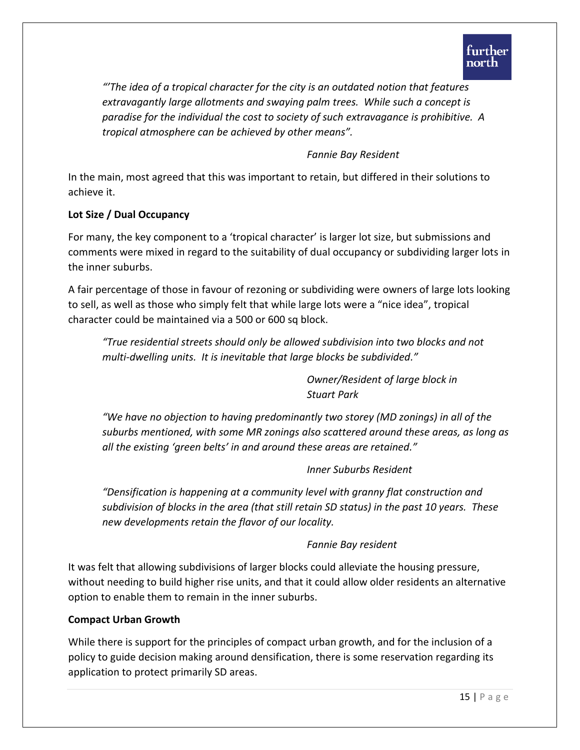*"'The idea of a tropical character for the city is an outdated notion that features extravagantly large allotments and swaying palm trees. While such a concept is paradise for the individual the cost to society of such extravagance is prohibitive. A tropical atmosphere can be achieved by other means".*

*Fannie Bay Resident*

In the main, most agreed that this was important to retain, but differed in their solutions to achieve it.

**Lot Size / Dual Occupancy**

For many, the key component to a 'tropical character' is larger lot size, but submissions and comments were mixed in regard to the suitability of dual occupancy or subdividing larger lots in the inner suburbs.

A fair percentage of those in favour of rezoning or subdividing were owners of large lots looking to sell, as well as those who simply felt that while large lots were a "nice idea", tropical character could be maintained via a 500 or 600 sq block.

*"True residential streets should only be allowed subdivision into two blocks and not multi-dwelling units. It is inevitable that large blocks be subdivided."*

*Owner/Resident of large block in Stuart Park*

*"We have no objection to having predominantly two storey (MD zonings) in all of the suburbs mentioned, with some MR zonings also scattered around these areas, as long as all the existing 'green belts' in and around these areas are retained."*

*Inner Suburbs Resident*

*"Densification is happening at a community level with granny flat construction and subdivision of blocks in the area (that still retain SD status) in the past 10 years. These new developments retain the flavor of our locality.*

*Fannie Bay resident*

It was felt that allowing subdivisions of larger blocks could alleviate the housing pressure, without needing to build higher rise units, and that it could allow older residents an alternative option to enable them to remain in the inner suburbs.

**Compact Urban Growth**

While there is support for the principles of compact urban growth, and for the inclusion of a policy to guide decision making around densification, there is some reservation regarding its application to protect primarily SD areas.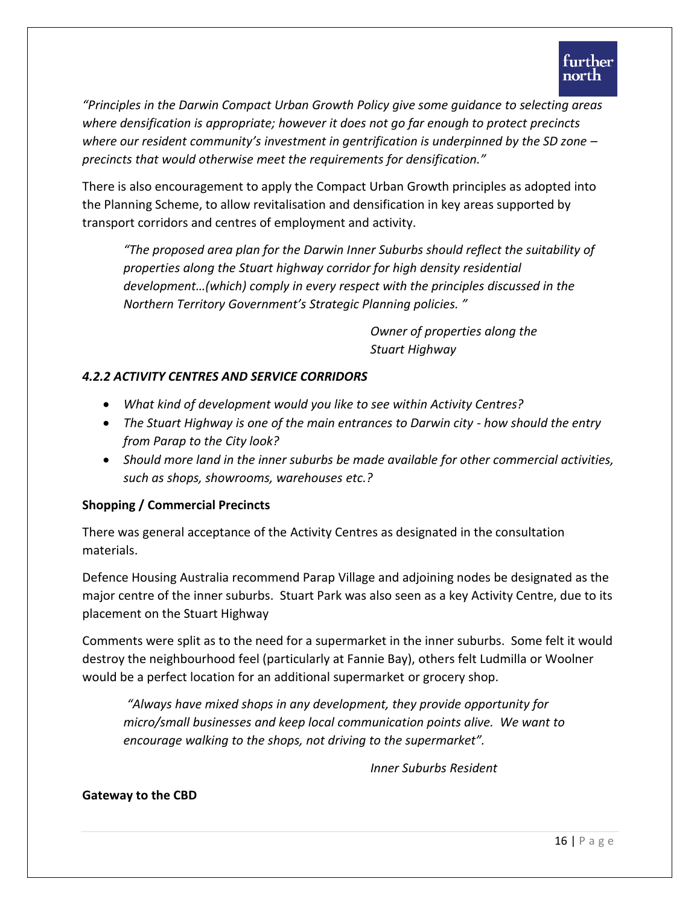*"Principles in the Darwin Compact Urban Growth Policy give some guidance to selecting areas where densification is appropriate; however it does not go far enough to protect precincts where our resident community's investment in gentrification is underpinned by the SD zone – precincts that would otherwise meet the requirements for densification."*

There is also encouragement to apply the Compact Urban Growth principles as adopted into the Planning Scheme, to allow revitalisation and densification in key areas supported by transport corridors and centres of employment and activity.

> *"The proposed area plan for the Darwin Inner Suburbs should reflect the suitability of properties along the Stuart highway corridor for high density residential development…(which) comply in every respect with the principles discussed in the Northern Territory Government's Strategic Planning policies. "*
>
> *Owner of properties along the Stuart Highway*

### *4.2.2 ACTIVITY CENTRES AND SERVICE CORRIDORS*

- *What kind of development would you like to see within Activity Centres?*
- *The Stuart Highway is one of the main entrances to Darwin city - how should the entry from Parap to the City look?*
- *Should more land in the inner suburbs be made available for other commercial activities, such as shops, showrooms, warehouses etc.?*

**Shopping / Commercial Precincts**

There was general acceptance of the Activity Centres as designated in the consultation materials.

Defence Housing Australia recommend Parap Village and adjoining nodes be designated as the major centre of the inner suburbs. Stuart Park was also seen as a key Activity Centre, due to its placement on the Stuart Highway

Comments were split as to the need for a supermarket in the inner suburbs. Some felt it would destroy the neighbourhood feel (particularly at Fannie Bay), others felt Ludmilla or Woolner would be a perfect location for an additional supermarket or grocery shop.

> *"Always have mixed shops in any development, they provide opportunity for micro/small businesses and keep local communication points alive. We want to encourage walking to the shops, not driving to the supermarket".*
>
> *Inner Suburbs Resident*

**Gateway to the CBD**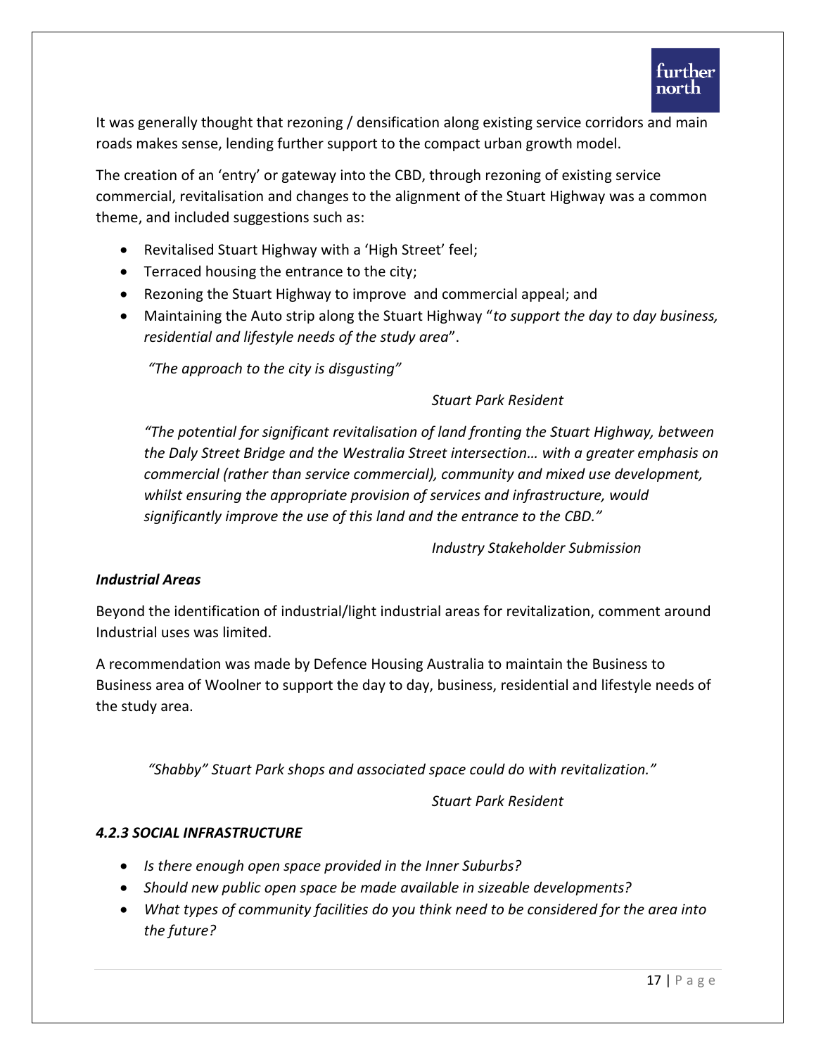It was generally thought that rezoning / densification along existing service corridors and main roads makes sense, lending further support to the compact urban growth model.

The creation of an 'entry' or gateway into the CBD, through rezoning of existing service commercial, revitalisation and changes to the alignment of the Stuart Highway was a common theme, and included suggestions such as:

- Revitalised Stuart Highway with a 'High Street' feel;
- Terraced housing the entrance to the city;
- Rezoning the Stuart Highway to improve  and commercial appeal; and
- Maintaining the Auto strip along the Stuart Highway "*to support the day to day business, residential and lifestyle needs of the study area*".

*"The approach to the city is disgusting"*

*Stuart Park Resident*

*"The potential for significant revitalisation of land fronting the Stuart Highway, between the Daly Street Bridge and the Westralia Street intersection… with a greater emphasis on commercial (rather than service commercial), community and mixed use development, whilst ensuring the appropriate provision of services and infrastructure, would significantly improve the use of this land and the entrance to the CBD."*

*Industry Stakeholder Submission*

***Industrial Areas***

Beyond the identification of industrial/light industrial areas for revitalization, comment around Industrial uses was limited.

A recommendation was made by Defence Housing Australia to maintain the Business to Business area of Woolner to support the day to day, business, residential and lifestyle needs of the study area.

*"Shabby" Stuart Park shops and associated space could do with revitalization."*

*Stuart Park Resident*

### *4.2.3 SOCIAL INFRASTRUCTURE*

- *Is there enough open space provided in the Inner Suburbs?*
- *Should new public open space be made available in sizeable developments?*
- *What types of community facilities do you think need to be considered for the area into the future?*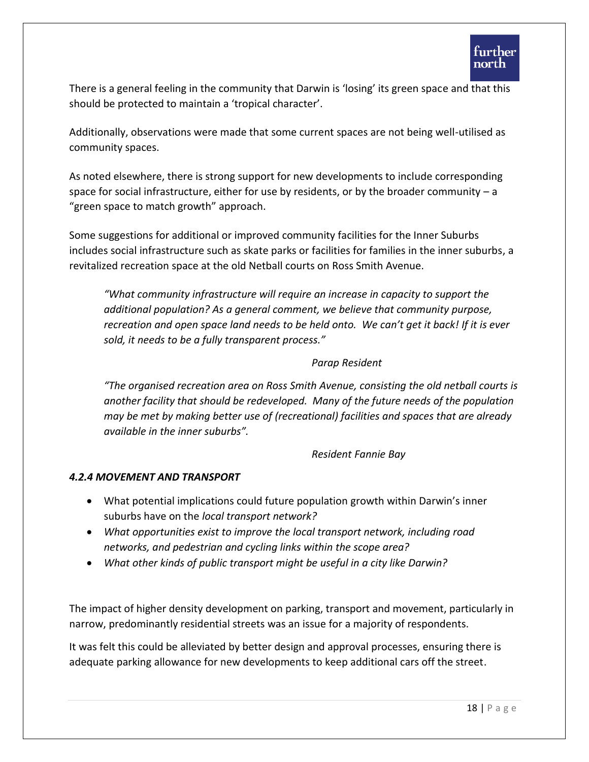There is a general feeling in the community that Darwin is 'losing' its green space and that this should be protected to maintain a 'tropical character'.

Additionally, observations were made that some current spaces are not being well-utilised as community spaces.

As noted elsewhere, there is strong support for new developments to include corresponding space for social infrastructure, either for use by residents, or by the broader community – a "green space to match growth" approach.

Some suggestions for additional or improved community facilities for the Inner Suburbs includes social infrastructure such as skate parks or facilities for families in the inner suburbs, a revitalized recreation space at the old Netball courts on Ross Smith Avenue.

> *"What community infrastructure will require an increase in capacity to support the additional population? As a general comment, we believe that community purpose, recreation and open space land needs to be held onto. We can't get it back! If it is ever sold, it needs to be a fully transparent process."*
>
> *Parap Resident*

> *"The organised recreation area on Ross Smith Avenue, consisting the old netball courts is another facility that should be redeveloped. Many of the future needs of the population may be met by making better use of (recreational) facilities and spaces that are already available in the inner suburbs".*
>
> *Resident Fannie Bay*

#### *4.2.4 MOVEMENT AND TRANSPORT*

- What potential implications could future population growth within Darwin's inner suburbs have on the *local transport network?*
- *What opportunities exist to improve the local transport network, including road networks, and pedestrian and cycling links within the scope area?*
- *What other kinds of public transport might be useful in a city like Darwin?*

The impact of higher density development on parking, transport and movement, particularly in narrow, predominantly residential streets was an issue for a majority of respondents.

It was felt this could be alleviated by better design and approval processes, ensuring there is adequate parking allowance for new developments to keep additional cars off the street.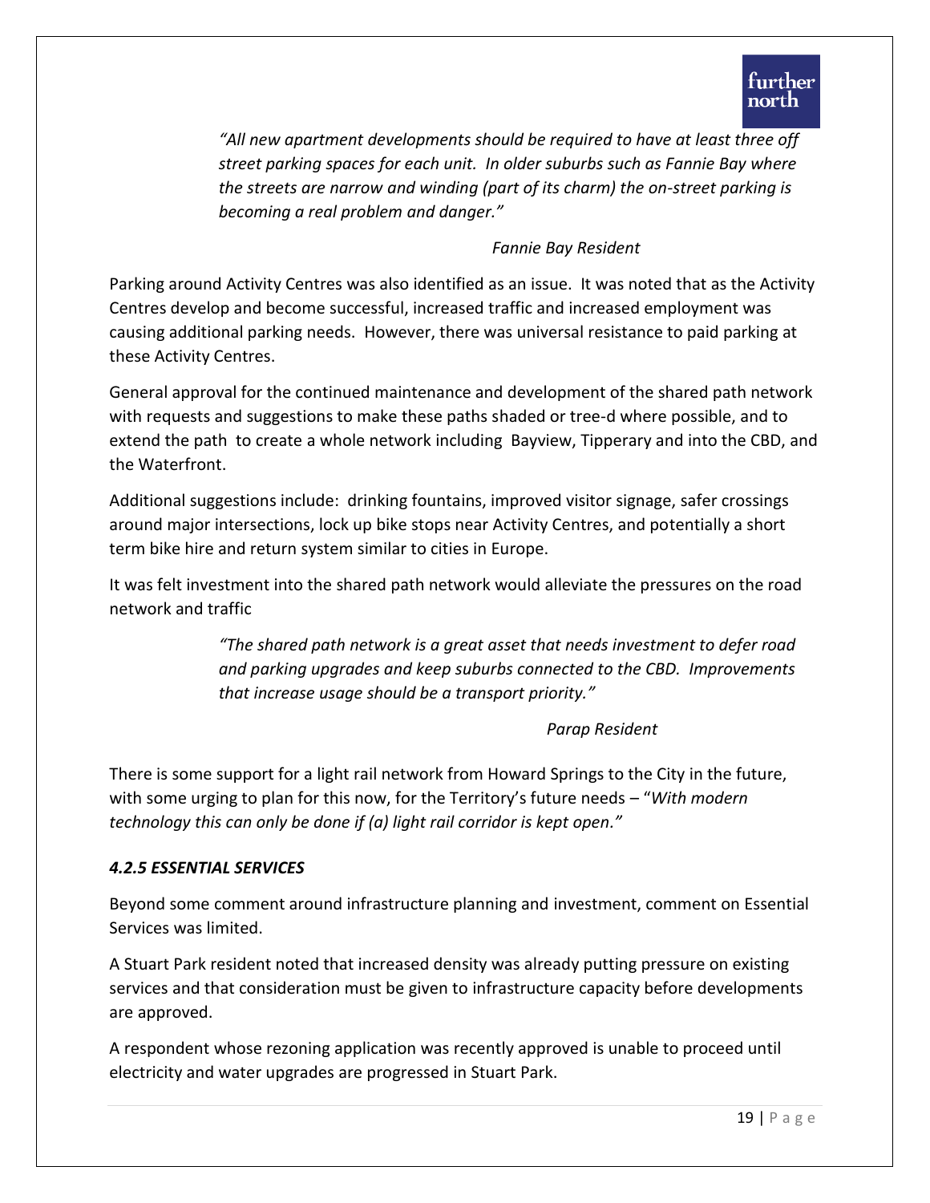*"All new apartment developments should be required to have at least three off street parking spaces for each unit. In older suburbs such as Fannie Bay where the streets are narrow and winding (part of its charm) the on-street parking is becoming a real problem and danger."*

*Fannie Bay Resident*

Parking around Activity Centres was also identified as an issue. It was noted that as the Activity Centres develop and become successful, increased traffic and increased employment was causing additional parking needs. However, there was universal resistance to paid parking at these Activity Centres.

General approval for the continued maintenance and development of the shared path network with requests and suggestions to make these paths shaded or tree-d where possible, and to extend the path to create a whole network including Bayview, Tipperary and into the CBD, and the Waterfront.

Additional suggestions include: drinking fountains, improved visitor signage, safer crossings around major intersections, lock up bike stops near Activity Centres, and potentially a short term bike hire and return system similar to cities in Europe.

It was felt investment into the shared path network would alleviate the pressures on the road network and traffic

*"The shared path network is a great asset that needs investment to defer road and parking upgrades and keep suburbs connected to the CBD. Improvements that increase usage should be a transport priority."*

*Parap Resident*

There is some support for a light rail network from Howard Springs to the City in the future, with some urging to plan for this now, for the Territory's future needs – "*With modern technology this can only be done if (a) light rail corridor is kept open."*

### *4.2.5 ESSENTIAL SERVICES*

Beyond some comment around infrastructure planning and investment, comment on Essential Services was limited.

A Stuart Park resident noted that increased density was already putting pressure on existing services and that consideration must be given to infrastructure capacity before developments are approved.

A respondent whose rezoning application was recently approved is unable to proceed until electricity and water upgrades are progressed in Stuart Park.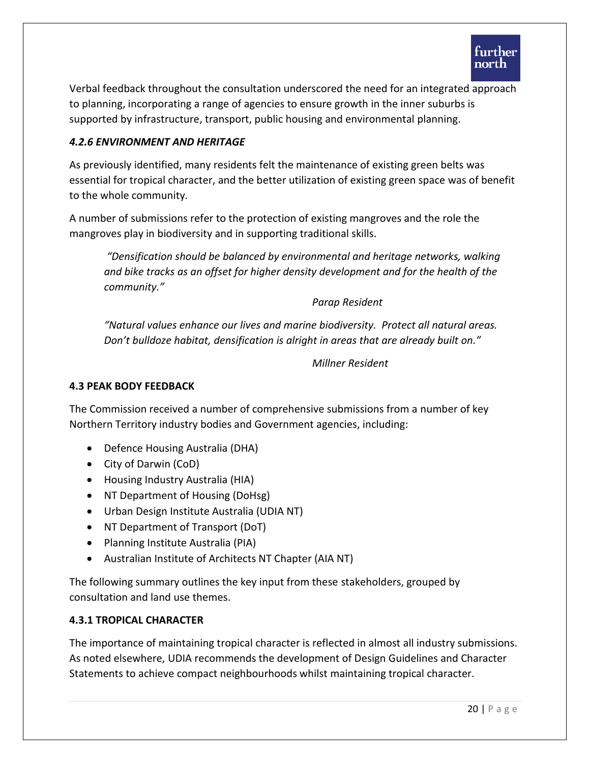Verbal feedback throughout the consultation underscored the need for an integrated approach to planning, incorporating a range of agencies to ensure growth in the inner suburbs is supported by infrastructure, transport, public housing and environmental planning.

#### *4.2.6 ENVIRONMENT AND HERITAGE*

As previously identified, many residents felt the maintenance of existing green belts was essential for tropical character, and the better utilization of existing green space was of benefit to the whole community.

A number of submissions refer to the protection of existing mangroves and the role the mangroves play in biodiversity and in supporting traditional skills.

> *"Densification should be balanced by environmental and heritage networks, walking and bike tracks as an offset for higher density development and for the health of the community."*
>
> *Parap Resident*

> *"Natural values enhance our lives and marine biodiversity. Protect all natural areas. Don't bulldoze habitat, densification is alright in areas that are already built on."*
>
> *Millner Resident*

### 4.3 PEAK BODY FEEDBACK

The Commission received a number of comprehensive submissions from a number of key Northern Territory industry bodies and Government agencies, including:

- Defence Housing Australia (DHA)
- City of Darwin (CoD)
- Housing Industry Australia (HIA)
- NT Department of Housing (DoHsg)
- Urban Design Institute Australia (UDIA NT)
- NT Department of Transport (DoT)
- Planning Institute Australia (PIA)
- Australian Institute of Architects NT Chapter (AIA NT)

The following summary outlines the key input from these stakeholders, grouped by consultation and land use themes.

#### 4.3.1 TROPICAL CHARACTER

The importance of maintaining tropical character is reflected in almost all industry submissions. As noted elsewhere, UDIA recommends the development of Design Guidelines and Character Statements to achieve compact neighbourhoods whilst maintaining tropical character.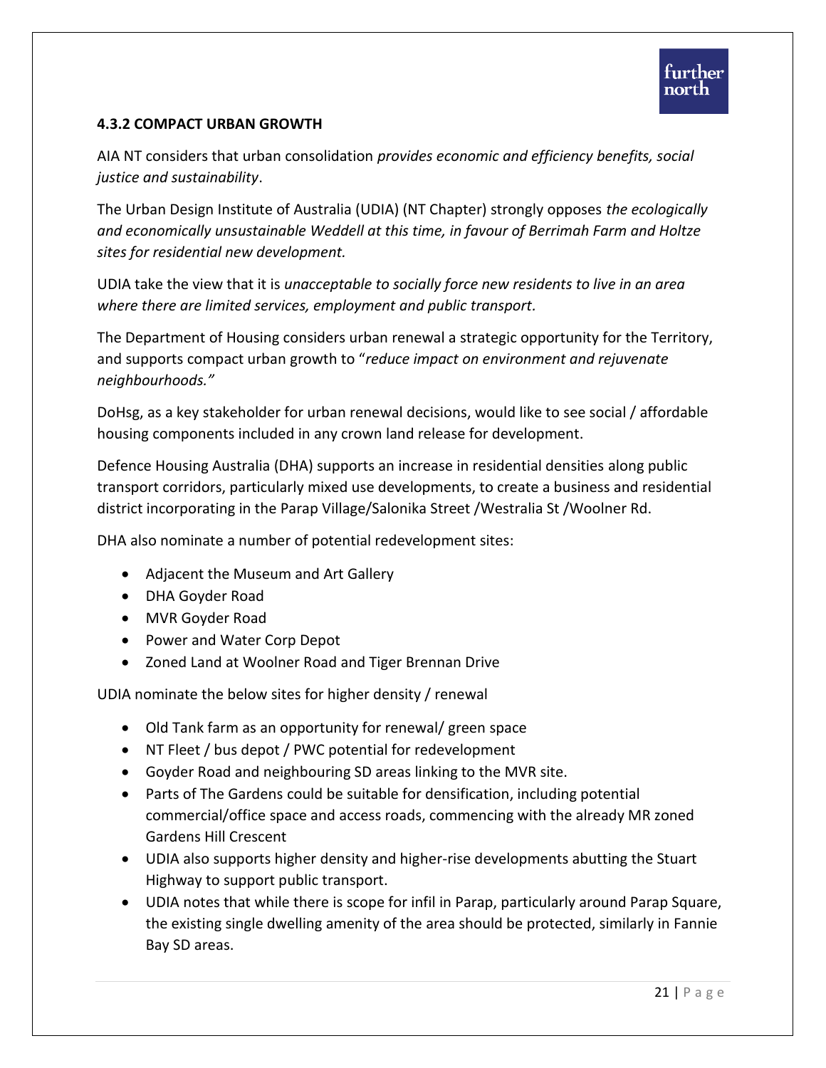### 4.3.2 COMPACT URBAN GROWTH

AIA NT considers that urban consolidation *provides economic and efficiency benefits, social justice and sustainability*.

The Urban Design Institute of Australia (UDIA) (NT Chapter) strongly opposes *the ecologically and economically unsustainable Weddell at this time, in favour of Berrimah Farm and Holtze sites for residential new development.*

UDIA take the view that it is *unacceptable to socially force new residents to live in an area where there are limited services, employment and public transport.*

The Department of Housing considers urban renewal a strategic opportunity for the Territory, and supports compact urban growth to "*reduce impact on environment and rejuvenate neighbourhoods.*"

DoHsg, as a key stakeholder for urban renewal decisions, would like to see social / affordable housing components included in any crown land release for development.

Defence Housing Australia (DHA) supports an increase in residential densities along public transport corridors, particularly mixed use developments, to create a business and residential district incorporating in the Parap Village/Salonika Street /Westralia St /Woolner Rd.

DHA also nominate a number of potential redevelopment sites:

- Adjacent the Museum and Art Gallery
- DHA Goyder Road
- MVR Goyder Road
- Power and Water Corp Depot
- Zoned Land at Woolner Road and Tiger Brennan Drive

UDIA nominate the below sites for higher density / renewal

- Old Tank farm as an opportunity for renewal/ green space
- NT Fleet / bus depot / PWC potential for redevelopment
- Goyder Road and neighbouring SD areas linking to the MVR site.
- Parts of The Gardens could be suitable for densification, including potential commercial/office space and access roads, commencing with the already MR zoned Gardens Hill Crescent
- UDIA also supports higher density and higher-rise developments abutting the Stuart Highway to support public transport.
- UDIA notes that while there is scope for infil in Parap, particularly around Parap Square, the existing single dwelling amenity of the area should be protected, similarly in Fannie Bay SD areas.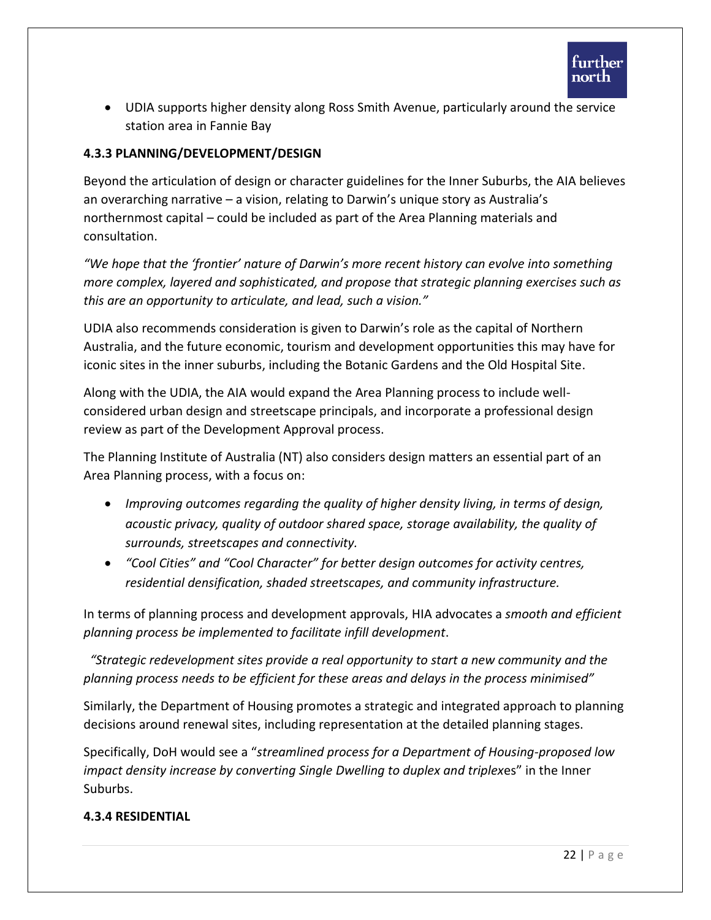- UDIA supports higher density along Ross Smith Avenue, particularly around the service station area in Fannie Bay

### 4.3.3 PLANNING/DEVELOPMENT/DESIGN

Beyond the articulation of design or character guidelines for the Inner Suburbs, the AIA believes an overarching narrative – a vision, relating to Darwin's unique story as Australia's northernmost capital – could be included as part of the Area Planning materials and consultation.

*"We hope that the 'frontier' nature of Darwin's more recent history can evolve into something more complex, layered and sophisticated, and propose that strategic planning exercises such as this are an opportunity to articulate, and lead, such a vision."*

UDIA also recommends consideration is given to Darwin's role as the capital of Northern Australia, and the future economic, tourism and development opportunities this may have for iconic sites in the inner suburbs, including the Botanic Gardens and the Old Hospital Site.

Along with the UDIA, the AIA would expand the Area Planning process to include well-considered urban design and streetscape principals, and incorporate a professional design review as part of the Development Approval process.

The Planning Institute of Australia (NT) also considers design matters an essential part of an Area Planning process, with a focus on:

- *Improving outcomes regarding the quality of higher density living, in terms of design, acoustic privacy, quality of outdoor shared space, storage availability, the quality of surrounds, streetscapes and connectivity.*
- *"Cool Cities" and "Cool Character" for better design outcomes for activity centres, residential densification, shaded streetscapes, and community infrastructure.*

In terms of planning process and development approvals, HIA advocates a *smooth and efficient planning process be implemented to facilitate infill development*.

*"Strategic redevelopment sites provide a real opportunity to start a new community and the planning process needs to be efficient for these areas and delays in the process minimised"*

Similarly, the Department of Housing promotes a strategic and integrated approach to planning decisions around renewal sites, including representation at the detailed planning stages.

Specifically, DoH would see a "*streamlined process for a Department of Housing-proposed low impact density increase by converting Single Dwelling to duplex and triplex*es" in the Inner Suburbs.

### 4.3.4 RESIDENTIAL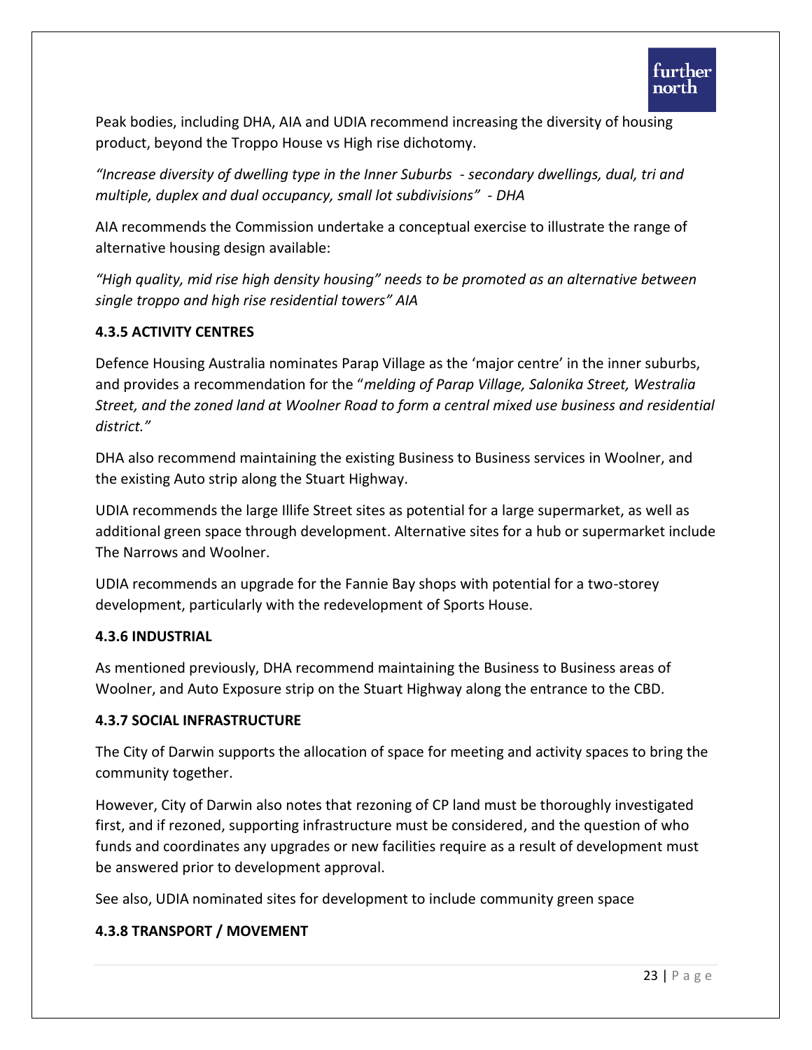Peak bodies, including DHA, AIA and UDIA recommend increasing the diversity of housing product, beyond the Troppo House vs High rise dichotomy.

*"Increase diversity of dwelling type in the Inner Suburbs - secondary dwellings, dual, tri and multiple, duplex and dual occupancy, small lot subdivisions" - DHA*

AIA recommends the Commission undertake a conceptual exercise to illustrate the range of alternative housing design available:

*"High quality, mid rise high density housing" needs to be promoted as an alternative between single troppo and high rise residential towers" AIA*

### 4.3.5 ACTIVITY CENTRES

Defence Housing Australia nominates Parap Village as the 'major centre' in the inner suburbs, and provides a recommendation for the "*melding of Parap Village, Salonika Street, Westralia Street, and the zoned land at Woolner Road to form a central mixed use business and residential district."*

DHA also recommend maintaining the existing Business to Business services in Woolner, and the existing Auto strip along the Stuart Highway.

UDIA recommends the large Illife Street sites as potential for a large supermarket, as well as additional green space through development. Alternative sites for a hub or supermarket include The Narrows and Woolner.

UDIA recommends an upgrade for the Fannie Bay shops with potential for a two-storey development, particularly with the redevelopment of Sports House.

### 4.3.6 INDUSTRIAL

As mentioned previously, DHA recommend maintaining the Business to Business areas of Woolner, and Auto Exposure strip on the Stuart Highway along the entrance to the CBD.

### 4.3.7 SOCIAL INFRASTRUCTURE

The City of Darwin supports the allocation of space for meeting and activity spaces to bring the community together.

However, City of Darwin also notes that rezoning of CP land must be thoroughly investigated first, and if rezoned, supporting infrastructure must be considered, and the question of who funds and coordinates any upgrades or new facilities require as a result of development must be answered prior to development approval.

See also, UDIA nominated sites for development to include community green space

### 4.3.8 TRANSPORT / MOVEMENT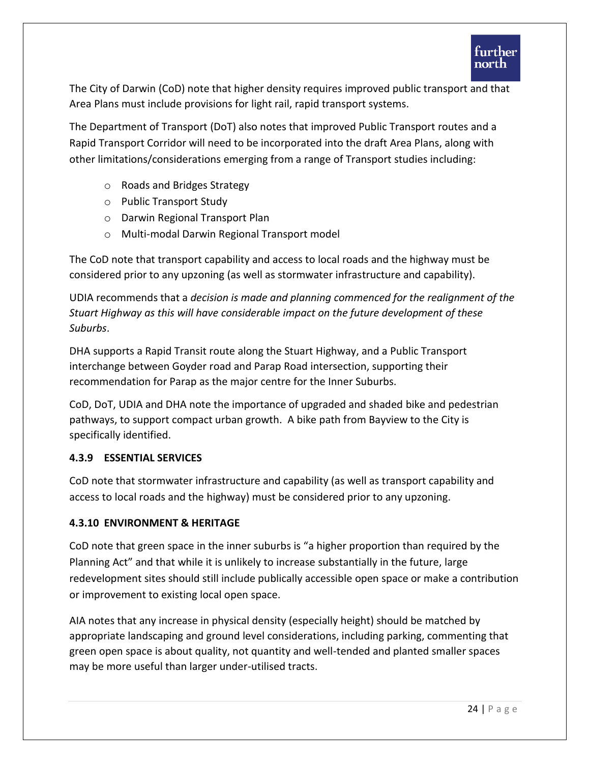The City of Darwin (CoD) note that higher density requires improved public transport and that Area Plans must include provisions for light rail, rapid transport systems.

The Department of Transport (DoT) also notes that improved Public Transport routes and a Rapid Transport Corridor will need to be incorporated into the draft Area Plans, along with other limitations/considerations emerging from a range of Transport studies including:

- Roads and Bridges Strategy
- Public Transport Study
- Darwin Regional Transport Plan
- Multi-modal Darwin Regional Transport model

The CoD note that transport capability and access to local roads and the highway must be considered prior to any upzoning (as well as stormwater infrastructure and capability).

UDIA recommends that a *decision is made and planning commenced for the realignment of the Stuart Highway as this will have considerable impact on the future development of these Suburbs*.

DHA supports a Rapid Transit route along the Stuart Highway, and a Public Transport interchange between Goyder road and Parap Road intersection, supporting their recommendation for Parap as the major centre for the Inner Suburbs.

CoD, DoT, UDIA and DHA note the importance of upgraded and shaded bike and pedestrian pathways, to support compact urban growth. A bike path from Bayview to the City is specifically identified.

#### 4.3.9 ESSENTIAL SERVICES

CoD note that stormwater infrastructure and capability (as well as transport capability and access to local roads and the highway) must be considered prior to any upzoning.

#### 4.3.10 ENVIRONMENT & HERITAGE

CoD note that green space in the inner suburbs is "a higher proportion than required by the Planning Act" and that while it is unlikely to increase substantially in the future, large redevelopment sites should still include publically accessible open space or make a contribution or improvement to existing local open space.

AIA notes that any increase in physical density (especially height) should be matched by appropriate landscaping and ground level considerations, including parking, commenting that green open space is about quality, not quantity and well-tended and planted smaller spaces may be more useful than larger under-utilised tracts.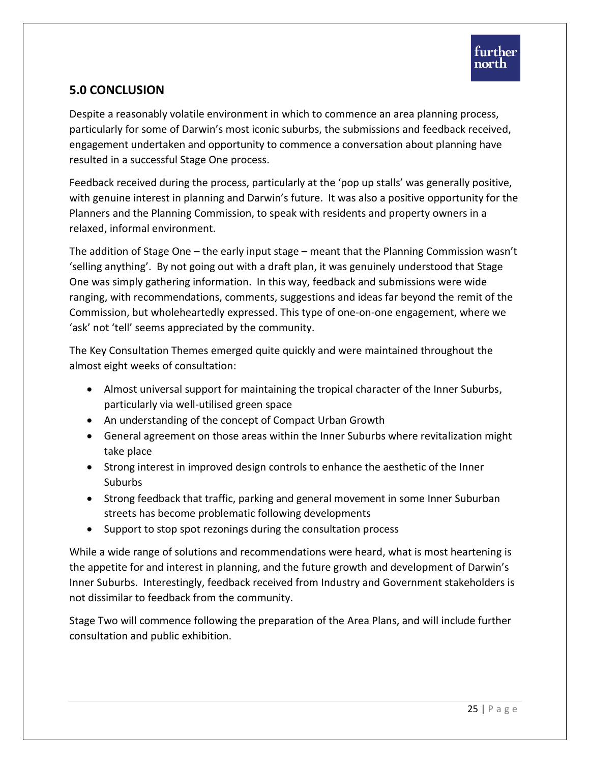## 5.0 CONCLUSION

Despite a reasonably volatile environment in which to commence an area planning process, particularly for some of Darwin's most iconic suburbs, the submissions and feedback received, engagement undertaken and opportunity to commence a conversation about planning have resulted in a successful Stage One process.

Feedback received during the process, particularly at the 'pop up stalls' was generally positive, with genuine interest in planning and Darwin's future. It was also a positive opportunity for the Planners and the Planning Commission, to speak with residents and property owners in a relaxed, informal environment.

The addition of Stage One – the early input stage – meant that the Planning Commission wasn't 'selling anything'. By not going out with a draft plan, it was genuinely understood that Stage One was simply gathering information. In this way, feedback and submissions were wide ranging, with recommendations, comments, suggestions and ideas far beyond the remit of the Commission, but wholeheartedly expressed. This type of one-on-one engagement, where we 'ask' not 'tell' seems appreciated by the community.

The Key Consultation Themes emerged quite quickly and were maintained throughout the almost eight weeks of consultation:

- Almost universal support for maintaining the tropical character of the Inner Suburbs, particularly via well-utilised green space
- An understanding of the concept of Compact Urban Growth
- General agreement on those areas within the Inner Suburbs where revitalization might take place
- Strong interest in improved design controls to enhance the aesthetic of the Inner Suburbs
- Strong feedback that traffic, parking and general movement in some Inner Suburban streets has become problematic following developments
- Support to stop spot rezonings during the consultation process

While a wide range of solutions and recommendations were heard, what is most heartening is the appetite for and interest in planning, and the future growth and development of Darwin's Inner Suburbs. Interestingly, feedback received from Industry and Government stakeholders is not dissimilar to feedback from the community.

Stage Two will commence following the preparation of the Area Plans, and will include further consultation and public exhibition.